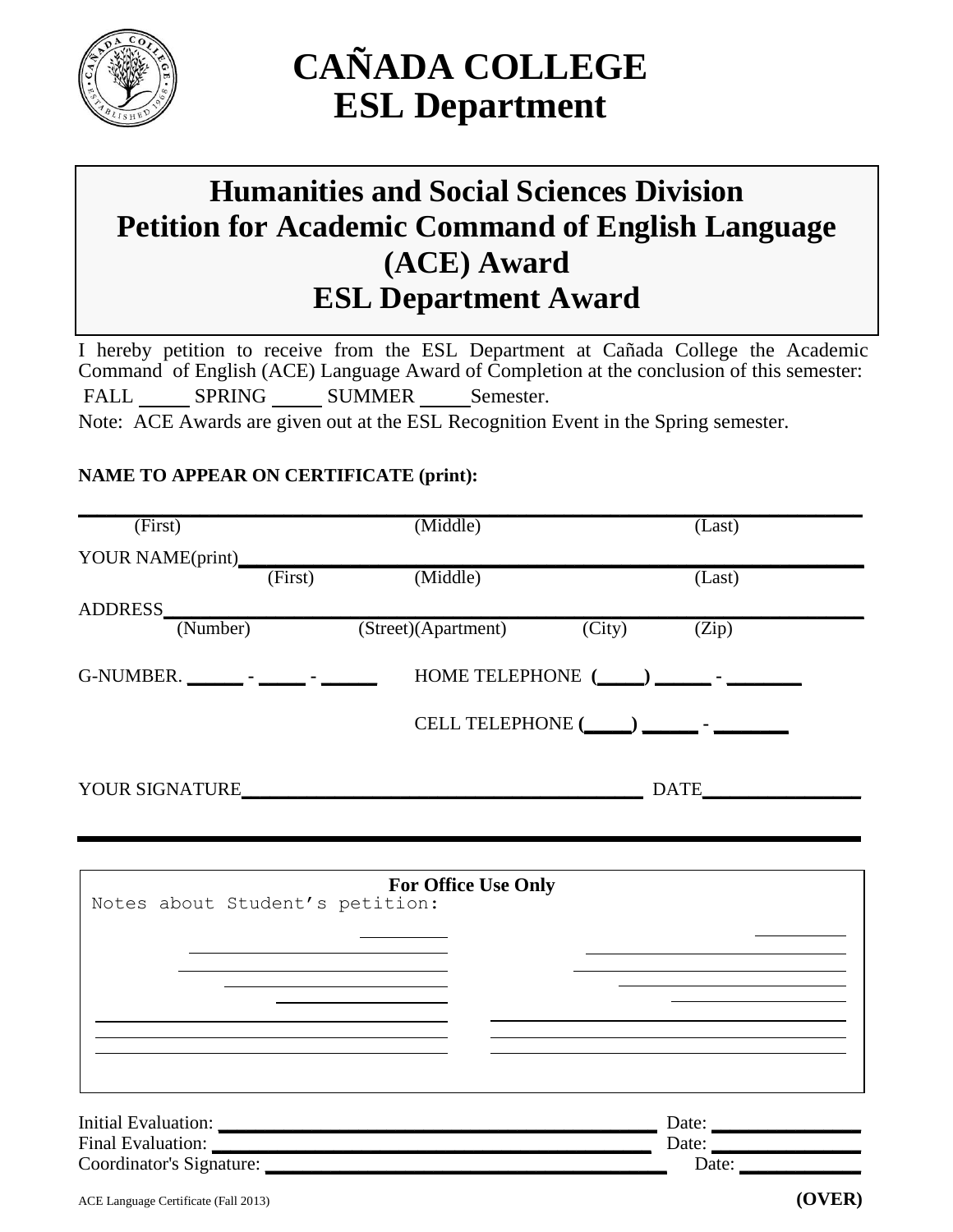# CAÑADA COLLEGE
# ESL Department

## Humanities and Social Sciences Division
## Petition for Academic Command of English Language (ACE) Award
## ESL Department Award

I hereby petition to receive from the ESL Department at Cañada College the Academic Command of English (ACE) Language Award of Completion at the conclusion of this semester: FALL _____ SPRING _____ SUMMER _____ Semester.

Note: ACE Awards are given out at the ESL Recognition Event in the Spring semester.

**NAME TO APPEAR ON CERTIFICATE (print):**

______________________________________________________________

(First) (Middle) (Last)

YOUR NAME(print)______________________________________________

(First) (Middle) (Last)

ADDRESS_______________________________________________________

(Number) (Street)(Apartment) (City) (Zip)

G-NUMBER. ______ - _____ - ______ HOME TELEPHONE (_____) ______ - ________

CELL TELEPHONE (_____) ______ - ________

YOUR SIGNATURE________________________________ DATE________________

**For Office Use Only**

Notes about Student's petition:

______________________________________________________________

______________________________________________________________

______________________________________________________________

Initial Evaluation: ______________________________ Date: ______________

Final Evaluation: ______________________________ Date: ______________

Coordinator's Signature: ______________________________ Date: ______________

ACE Language Certificate (Fall 2013)

**(OVER)**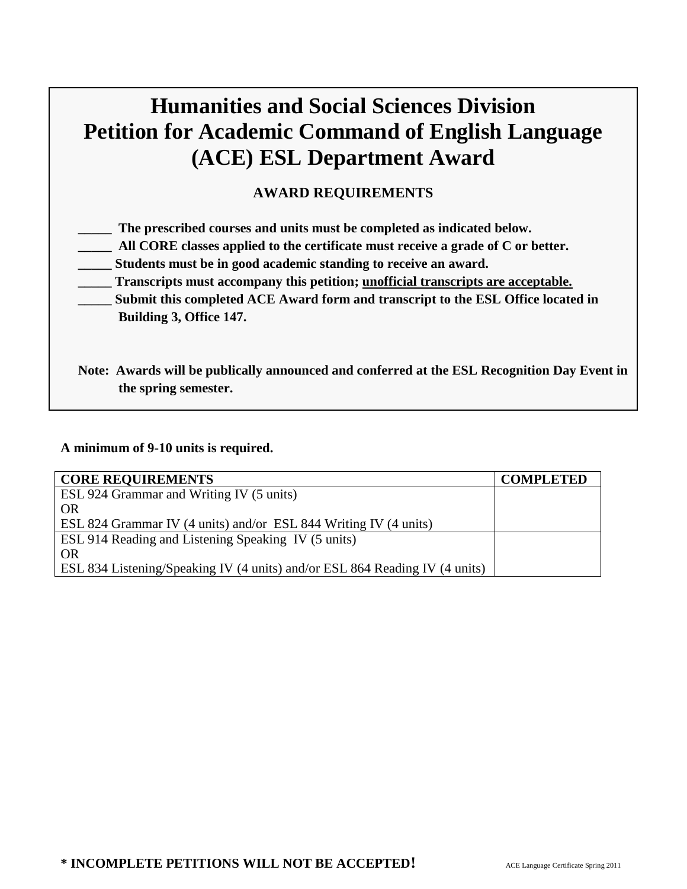# Humanities and Social Sciences Division
# Petition for Academic Command of English Language (ACE) ESL Department Award

**AWARD REQUIREMENTS**

**_____ The prescribed courses and units must be completed as indicated below.**
**_____ All CORE classes applied to the certificate must receive a grade of C or better.**
**_____ Students must be in good academic standing to receive an award.**
**_____ Transcripts must accompany this petition; unofficial transcripts are acceptable.**
**_____ Submit this completed ACE Award form and transcript to the ESL Office located in Building 3, Office 147.**

**Note: Awards will be publically announced and conferred at the ESL Recognition Day Event in the spring semester.**

**A minimum of 9-10 units is required.**

| CORE REQUIREMENTS | COMPLETED |
|---|---|
| ESL 924 Grammar and Writing IV (5 units)<br>OR<br>ESL 824 Grammar IV (4 units) and/or ESL 844 Writing IV (4 units) | |
| ESL 914 Reading and Listening Speaking IV (5 units)<br>OR<br>ESL 834 Listening/Speaking IV (4 units) and/or ESL 864 Reading IV (4 units) | |

**\* INCOMPLETE PETITIONS WILL NOT BE ACCEPTED!**

ACE Language Certificate Spring 2011